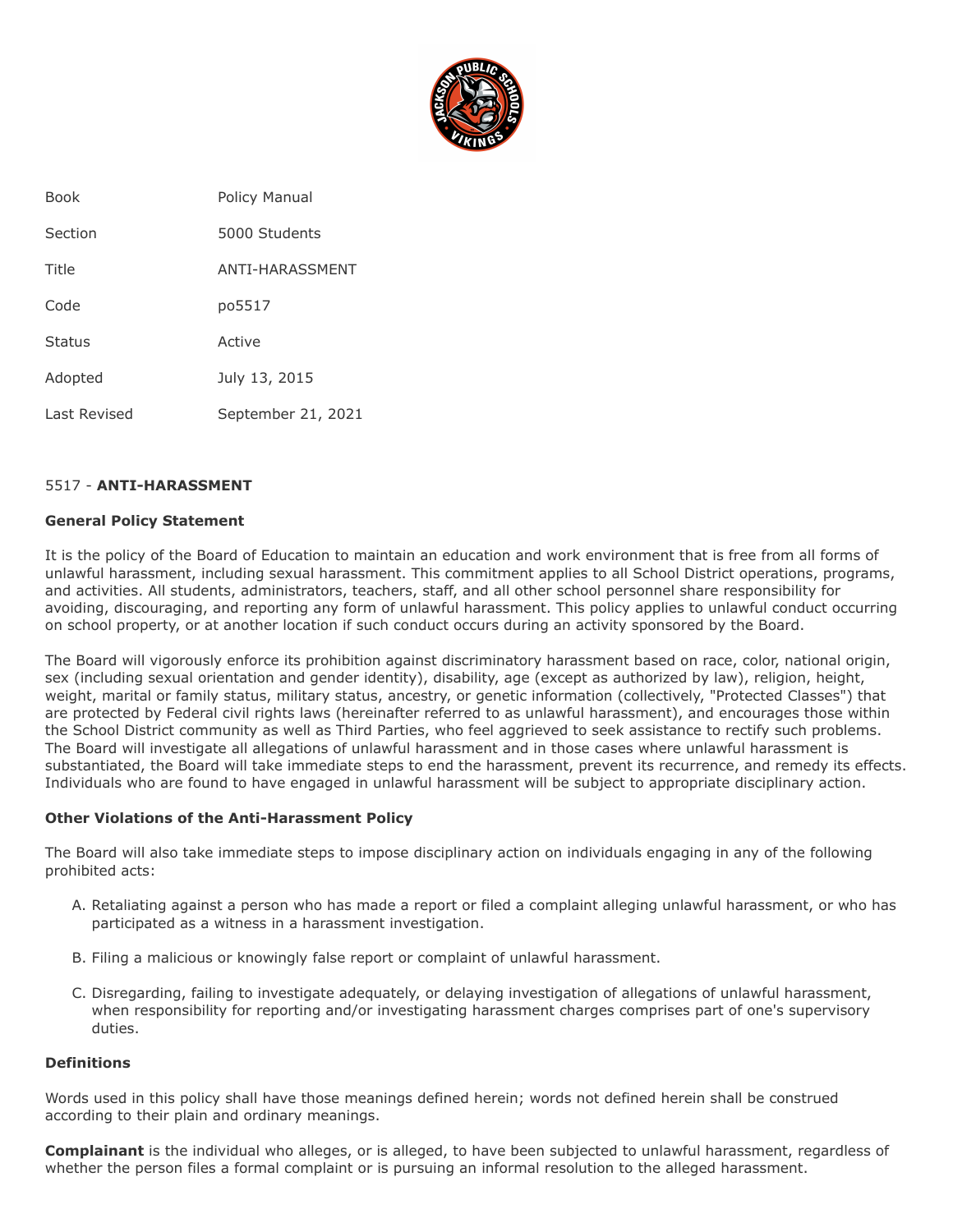| Book | Policy Manual |
| --- | --- |
| Section | 5000 Students |
| Title | ANTI-HARASSMENT |
| Code | po5517 |
| Status | Active |
| Adopted | July 13, 2015 |
| Last Revised | September 21, 2021 |

## 5517 - **ANTI-HARASSMENT**

### General Policy Statement

It is the policy of the Board of Education to maintain an education and work environment that is free from all forms of unlawful harassment, including sexual harassment. This commitment applies to all School District operations, programs, and activities. All students, administrators, teachers, staff, and all other school personnel share responsibility for avoiding, discouraging, and reporting any form of unlawful harassment. This policy applies to unlawful conduct occurring on school property, or at another location if such conduct occurs during an activity sponsored by the Board.

The Board will vigorously enforce its prohibition against discriminatory harassment based on race, color, national origin, sex (including sexual orientation and gender identity), disability, age (except as authorized by law), religion, height, weight, marital or family status, military status, ancestry, or genetic information (collectively, "Protected Classes") that are protected by Federal civil rights laws (hereinafter referred to as unlawful harassment), and encourages those within the School District community as well as Third Parties, who feel aggrieved to seek assistance to rectify such problems. The Board will investigate all allegations of unlawful harassment and in those cases where unlawful harassment is substantiated, the Board will take immediate steps to end the harassment, prevent its recurrence, and remedy its effects. Individuals who are found to have engaged in unlawful harassment will be subject to appropriate disciplinary action.

### Other Violations of the Anti-Harassment Policy

The Board will also take immediate steps to impose disciplinary action on individuals engaging in any of the following prohibited acts:

A. Retaliating against a person who has made a report or filed a complaint alleging unlawful harassment, or who has participated as a witness in a harassment investigation.

B. Filing a malicious or knowingly false report or complaint of unlawful harassment.

C. Disregarding, failing to investigate adequately, or delaying investigation of allegations of unlawful harassment, when responsibility for reporting and/or investigating harassment charges comprises part of one's supervisory duties.

### Definitions

Words used in this policy shall have those meanings defined herein; words not defined herein shall be construed according to their plain and ordinary meanings.

**Complainant** is the individual who alleges, or is alleged, to have been subjected to unlawful harassment, regardless of whether the person files a formal complaint or is pursuing an informal resolution to the alleged harassment.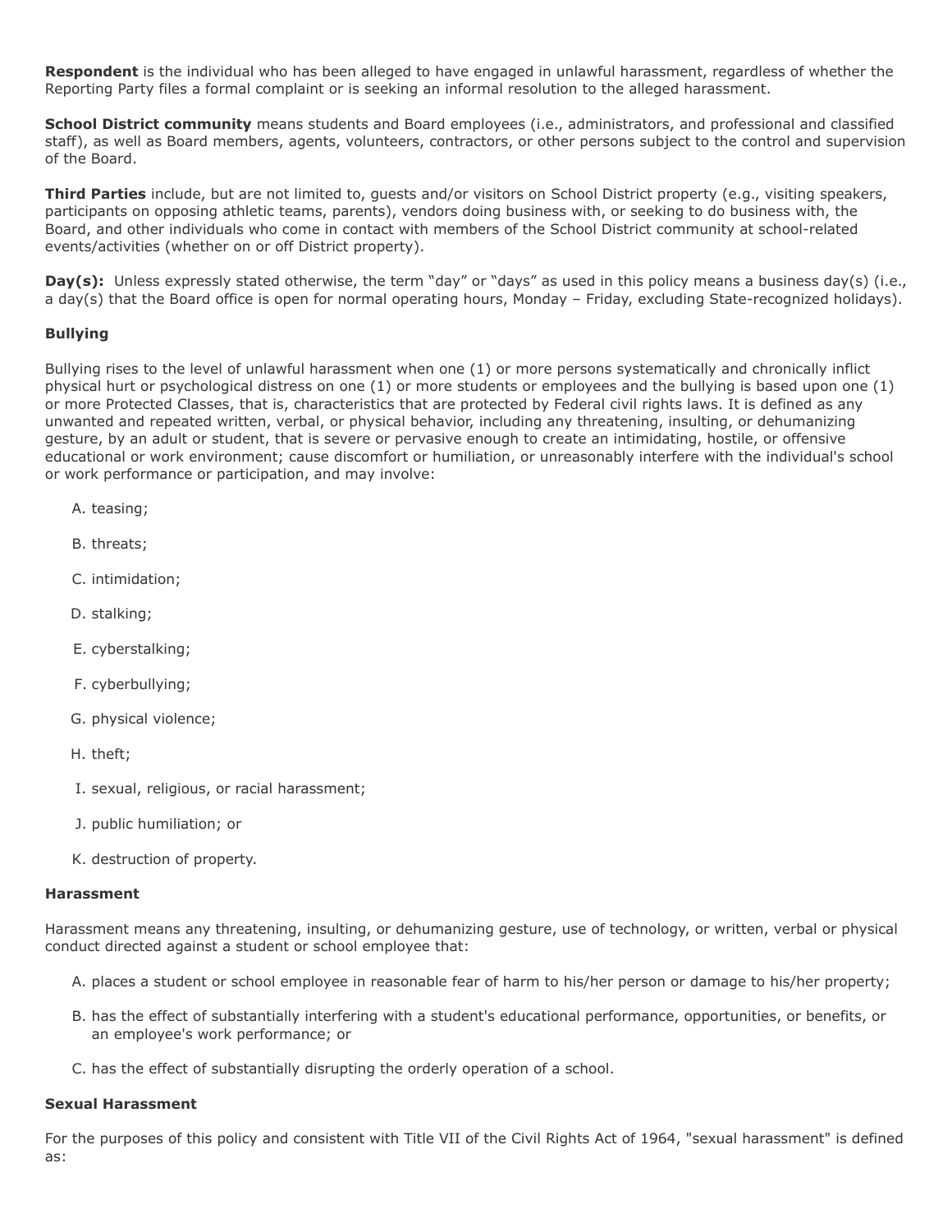**Respondent** is the individual who has been alleged to have engaged in unlawful harassment, regardless of whether the Reporting Party files a formal complaint or is seeking an informal resolution to the alleged harassment.

**School District community** means students and Board employees (i.e., administrators, and professional and classified staff), as well as Board members, agents, volunteers, contractors, or other persons subject to the control and supervision of the Board.

**Third Parties** include, but are not limited to, guests and/or visitors on School District property (e.g., visiting speakers, participants on opposing athletic teams, parents), vendors doing business with, or seeking to do business with, the Board, and other individuals who come in contact with members of the School District community at school-related events/activities (whether on or off District property).

**Day(s):** Unless expressly stated otherwise, the term "day" or "days" as used in this policy means a business day(s) (i.e., a day(s) that the Board office is open for normal operating hours, Monday – Friday, excluding State-recognized holidays).

**Bullying**

Bullying rises to the level of unlawful harassment when one (1) or more persons systematically and chronically inflict physical hurt or psychological distress on one (1) or more students or employees and the bullying is based upon one (1) or more Protected Classes, that is, characteristics that are protected by Federal civil rights laws. It is defined as any unwanted and repeated written, verbal, or physical behavior, including any threatening, insulting, or dehumanizing gesture, by an adult or student, that is severe or pervasive enough to create an intimidating, hostile, or offensive educational or work environment; cause discomfort or humiliation, or unreasonably interfere with the individual's school or work performance or participation, and may involve:

A. teasing;

B. threats;

C. intimidation;

D. stalking;

E. cyberstalking;

F. cyberbullying;

G. physical violence;

H. theft;

I. sexual, religious, or racial harassment;

J. public humiliation; or

K. destruction of property.

**Harassment**

Harassment means any threatening, insulting, or dehumanizing gesture, use of technology, or written, verbal or physical conduct directed against a student or school employee that:

A. places a student or school employee in reasonable fear of harm to his/her person or damage to his/her property;

B. has the effect of substantially interfering with a student's educational performance, opportunities, or benefits, or an employee's work performance; or

C. has the effect of substantially disrupting the orderly operation of a school.

**Sexual Harassment**

For the purposes of this policy and consistent with Title VII of the Civil Rights Act of 1964, "sexual harassment" is defined as: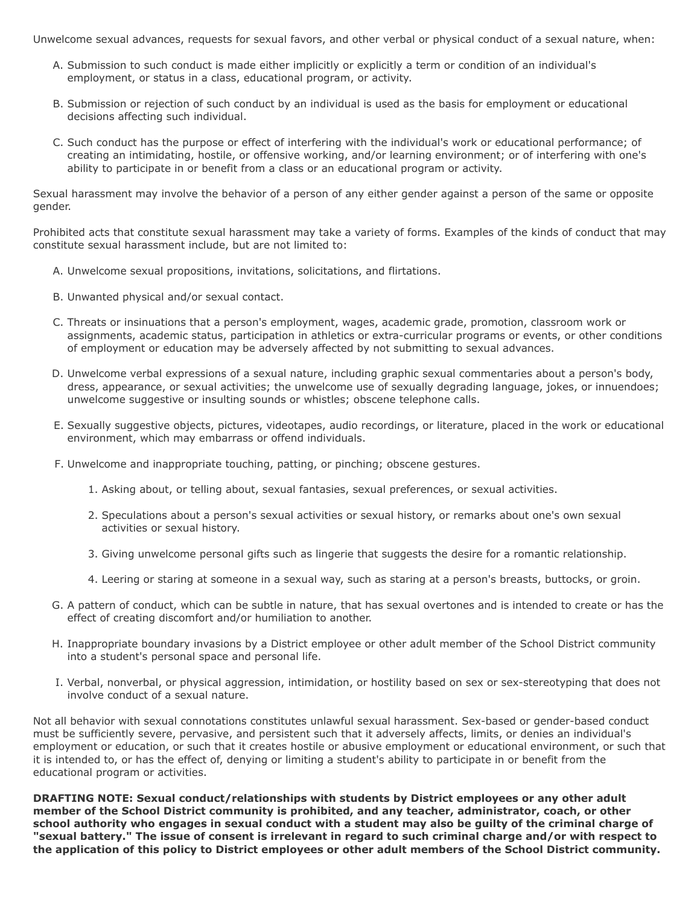Unwelcome sexual advances, requests for sexual favors, and other verbal or physical conduct of a sexual nature, when:

A. Submission to such conduct is made either implicitly or explicitly a term or condition of an individual's employment, or status in a class, educational program, or activity.

B. Submission or rejection of such conduct by an individual is used as the basis for employment or educational decisions affecting such individual.

C. Such conduct has the purpose or effect of interfering with the individual's work or educational performance; of creating an intimidating, hostile, or offensive working, and/or learning environment; or of interfering with one's ability to participate in or benefit from a class or an educational program or activity.

Sexual harassment may involve the behavior of a person of any either gender against a person of the same or opposite gender.

Prohibited acts that constitute sexual harassment may take a variety of forms. Examples of the kinds of conduct that may constitute sexual harassment include, but are not limited to:

A. Unwelcome sexual propositions, invitations, solicitations, and flirtations.

B. Unwanted physical and/or sexual contact.

C. Threats or insinuations that a person's employment, wages, academic grade, promotion, classroom work or assignments, academic status, participation in athletics or extra-curricular programs or events, or other conditions of employment or education may be adversely affected by not submitting to sexual advances.

D. Unwelcome verbal expressions of a sexual nature, including graphic sexual commentaries about a person's body, dress, appearance, or sexual activities; the unwelcome use of sexually degrading language, jokes, or innuendoes; unwelcome suggestive or insulting sounds or whistles; obscene telephone calls.

E. Sexually suggestive objects, pictures, videotapes, audio recordings, or literature, placed in the work or educational environment, which may embarrass or offend individuals.

F. Unwelcome and inappropriate touching, patting, or pinching; obscene gestures.

   1. Asking about, or telling about, sexual fantasies, sexual preferences, or sexual activities.

   2. Speculations about a person's sexual activities or sexual history, or remarks about one's own sexual activities or sexual history.

   3. Giving unwelcome personal gifts such as lingerie that suggests the desire for a romantic relationship.

   4. Leering or staring at someone in a sexual way, such as staring at a person's breasts, buttocks, or groin.

G. A pattern of conduct, which can be subtle in nature, that has sexual overtones and is intended to create or has the effect of creating discomfort and/or humiliation to another.

H. Inappropriate boundary invasions by a District employee or other adult member of the School District community into a student's personal space and personal life.

I. Verbal, nonverbal, or physical aggression, intimidation, or hostility based on sex or sex-stereotyping that does not involve conduct of a sexual nature.

Not all behavior with sexual connotations constitutes unlawful sexual harassment. Sex-based or gender-based conduct must be sufficiently severe, pervasive, and persistent such that it adversely affects, limits, or denies an individual's employment or education, or such that it creates hostile or abusive employment or educational environment, or such that it is intended to, or has the effect of, denying or limiting a student's ability to participate in or benefit from the educational program or activities.

**DRAFTING NOTE: Sexual conduct/relationships with students by District employees or any other adult member of the School District community is prohibited, and any teacher, administrator, coach, or other school authority who engages in sexual conduct with a student may also be guilty of the criminal charge of "sexual battery." The issue of consent is irrelevant in regard to such criminal charge and/or with respect to the application of this policy to District employees or other adult members of the School District community.**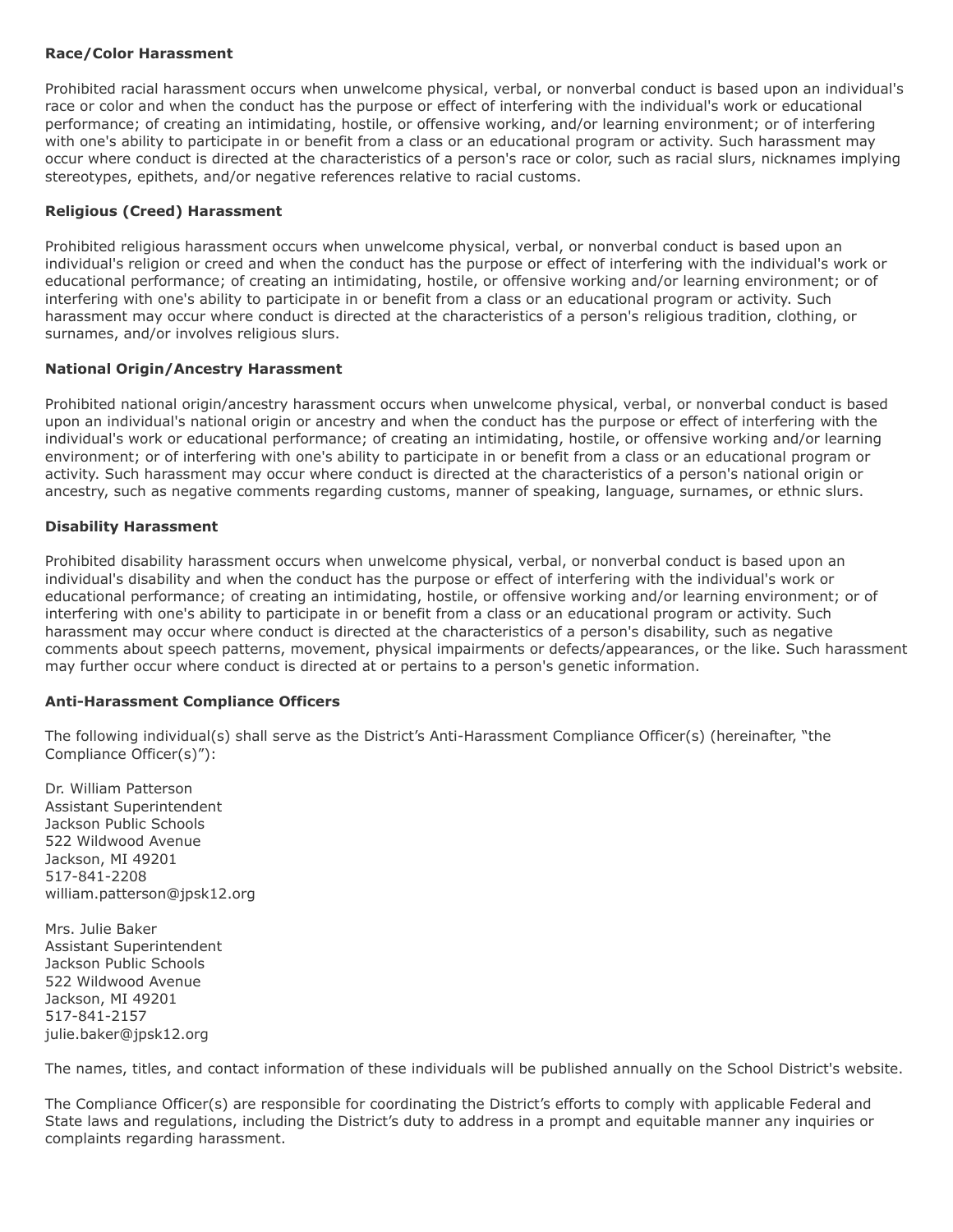**Race/Color Harassment**

Prohibited racial harassment occurs when unwelcome physical, verbal, or nonverbal conduct is based upon an individual's race or color and when the conduct has the purpose or effect of interfering with the individual's work or educational performance; of creating an intimidating, hostile, or offensive working, and/or learning environment; or of interfering with one's ability to participate in or benefit from a class or an educational program or activity. Such harassment may occur where conduct is directed at the characteristics of a person's race or color, such as racial slurs, nicknames implying stereotypes, epithets, and/or negative references relative to racial customs.

**Religious (Creed) Harassment**

Prohibited religious harassment occurs when unwelcome physical, verbal, or nonverbal conduct is based upon an individual's religion or creed and when the conduct has the purpose or effect of interfering with the individual's work or educational performance; of creating an intimidating, hostile, or offensive working and/or learning environment; or of interfering with one's ability to participate in or benefit from a class or an educational program or activity. Such harassment may occur where conduct is directed at the characteristics of a person's religious tradition, clothing, or surnames, and/or involves religious slurs.

**National Origin/Ancestry Harassment**

Prohibited national origin/ancestry harassment occurs when unwelcome physical, verbal, or nonverbal conduct is based upon an individual's national origin or ancestry and when the conduct has the purpose or effect of interfering with the individual's work or educational performance; of creating an intimidating, hostile, or offensive working and/or learning environment; or of interfering with one's ability to participate in or benefit from a class or an educational program or activity. Such harassment may occur where conduct is directed at the characteristics of a person's national origin or ancestry, such as negative comments regarding customs, manner of speaking, language, surnames, or ethnic slurs.

**Disability Harassment**

Prohibited disability harassment occurs when unwelcome physical, verbal, or nonverbal conduct is based upon an individual's disability and when the conduct has the purpose or effect of interfering with the individual's work or educational performance; of creating an intimidating, hostile, or offensive working and/or learning environment; or of interfering with one's ability to participate in or benefit from a class or an educational program or activity. Such harassment may occur where conduct is directed at the characteristics of a person's disability, such as negative comments about speech patterns, movement, physical impairments or defects/appearances, or the like. Such harassment may further occur where conduct is directed at or pertains to a person's genetic information.

**Anti-Harassment Compliance Officers**

The following individual(s) shall serve as the District's Anti-Harassment Compliance Officer(s) (hereinafter, "the Compliance Officer(s)"):

Dr. William Patterson
Assistant Superintendent
Jackson Public Schools
522 Wildwood Avenue
Jackson, MI 49201
517-841-2208
william.patterson@jpsk12.org

Mrs. Julie Baker
Assistant Superintendent
Jackson Public Schools
522 Wildwood Avenue
Jackson, MI 49201
517-841-2157
julie.baker@jpsk12.org

The names, titles, and contact information of these individuals will be published annually on the School District's website.

The Compliance Officer(s) are responsible for coordinating the District's efforts to comply with applicable Federal and State laws and regulations, including the District's duty to address in a prompt and equitable manner any inquiries or complaints regarding harassment.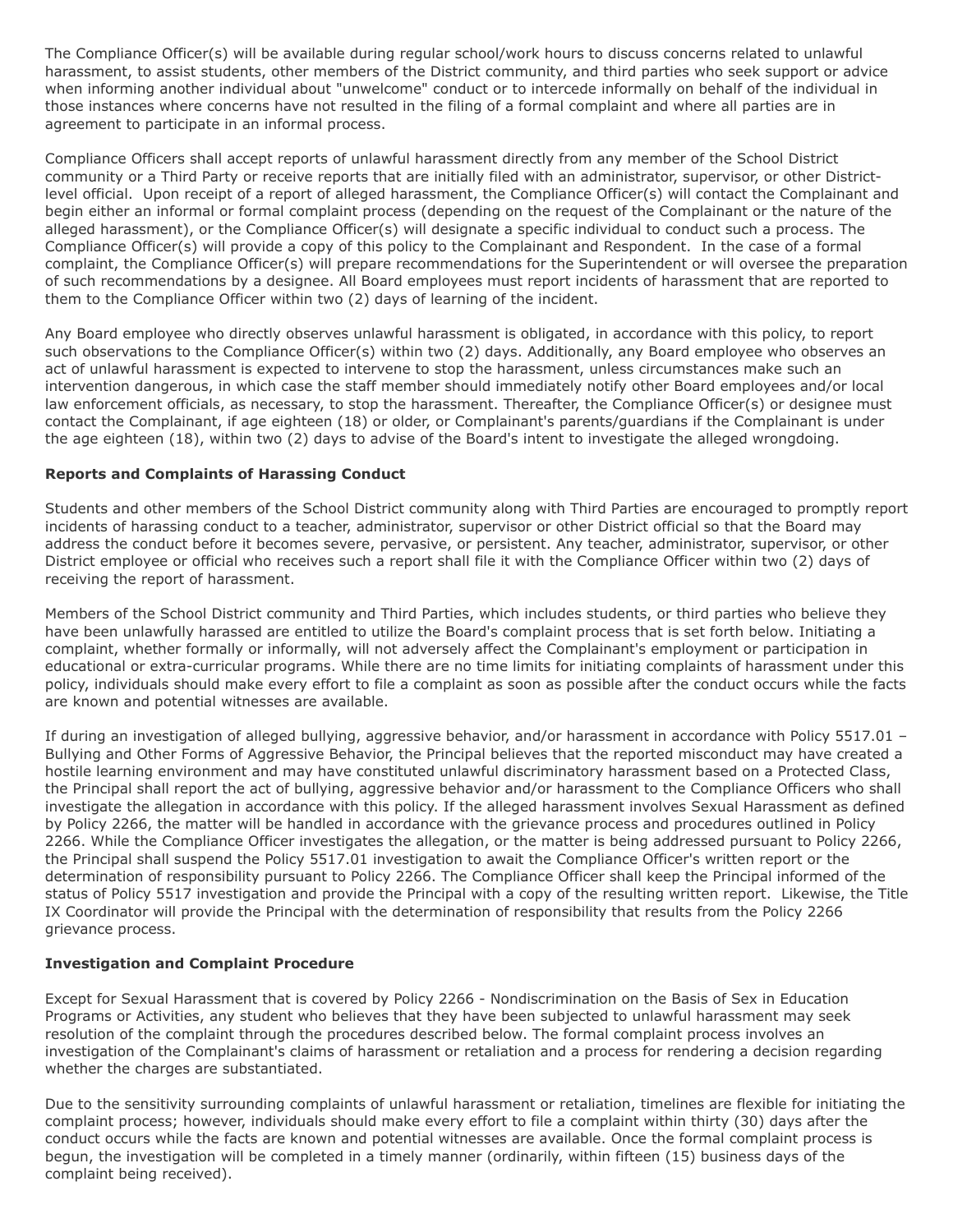The Compliance Officer(s) will be available during regular school/work hours to discuss concerns related to unlawful harassment, to assist students, other members of the District community, and third parties who seek support or advice when informing another individual about "unwelcome" conduct or to intercede informally on behalf of the individual in those instances where concerns have not resulted in the filing of a formal complaint and where all parties are in agreement to participate in an informal process.

Compliance Officers shall accept reports of unlawful harassment directly from any member of the School District community or a Third Party or receive reports that are initially filed with an administrator, supervisor, or other District-level official. Upon receipt of a report of alleged harassment, the Compliance Officer(s) will contact the Complainant and begin either an informal or formal complaint process (depending on the request of the Complainant or the nature of the alleged harassment), or the Compliance Officer(s) will designate a specific individual to conduct such a process. The Compliance Officer(s) will provide a copy of this policy to the Complainant and Respondent. In the case of a formal complaint, the Compliance Officer(s) will prepare recommendations for the Superintendent or will oversee the preparation of such recommendations by a designee. All Board employees must report incidents of harassment that are reported to them to the Compliance Officer within two (2) days of learning of the incident.

Any Board employee who directly observes unlawful harassment is obligated, in accordance with this policy, to report such observations to the Compliance Officer(s) within two (2) days. Additionally, any Board employee who observes an act of unlawful harassment is expected to intervene to stop the harassment, unless circumstances make such an intervention dangerous, in which case the staff member should immediately notify other Board employees and/or local law enforcement officials, as necessary, to stop the harassment. Thereafter, the Compliance Officer(s) or designee must contact the Complainant, if age eighteen (18) or older, or Complainant's parents/guardians if the Complainant is under the age eighteen (18), within two (2) days to advise of the Board's intent to investigate the alleged wrongdoing.

**Reports and Complaints of Harassing Conduct**

Students and other members of the School District community along with Third Parties are encouraged to promptly report incidents of harassing conduct to a teacher, administrator, supervisor or other District official so that the Board may address the conduct before it becomes severe, pervasive, or persistent. Any teacher, administrator, supervisor, or other District employee or official who receives such a report shall file it with the Compliance Officer within two (2) days of receiving the report of harassment.

Members of the School District community and Third Parties, which includes students, or third parties who believe they have been unlawfully harassed are entitled to utilize the Board's complaint process that is set forth below. Initiating a complaint, whether formally or informally, will not adversely affect the Complainant's employment or participation in educational or extra-curricular programs. While there are no time limits for initiating complaints of harassment under this policy, individuals should make every effort to file a complaint as soon as possible after the conduct occurs while the facts are known and potential witnesses are available.

If during an investigation of alleged bullying, aggressive behavior, and/or harassment in accordance with Policy 5517.01 – Bullying and Other Forms of Aggressive Behavior, the Principal believes that the reported misconduct may have created a hostile learning environment and may have constituted unlawful discriminatory harassment based on a Protected Class, the Principal shall report the act of bullying, aggressive behavior and/or harassment to the Compliance Officers who shall investigate the allegation in accordance with this policy. If the alleged harassment involves Sexual Harassment as defined by Policy 2266, the matter will be handled in accordance with the grievance process and procedures outlined in Policy 2266. While the Compliance Officer investigates the allegation, or the matter is being addressed pursuant to Policy 2266, the Principal shall suspend the Policy 5517.01 investigation to await the Compliance Officer's written report or the determination of responsibility pursuant to Policy 2266. The Compliance Officer shall keep the Principal informed of the status of Policy 5517 investigation and provide the Principal with a copy of the resulting written report. Likewise, the Title IX Coordinator will provide the Principal with the determination of responsibility that results from the Policy 2266 grievance process.

**Investigation and Complaint Procedure**

Except for Sexual Harassment that is covered by Policy 2266 - Nondiscrimination on the Basis of Sex in Education Programs or Activities, any student who believes that they have been subjected to unlawful harassment may seek resolution of the complaint through the procedures described below. The formal complaint process involves an investigation of the Complainant's claims of harassment or retaliation and a process for rendering a decision regarding whether the charges are substantiated.

Due to the sensitivity surrounding complaints of unlawful harassment or retaliation, timelines are flexible for initiating the complaint process; however, individuals should make every effort to file a complaint within thirty (30) days after the conduct occurs while the facts are known and potential witnesses are available. Once the formal complaint process is begun, the investigation will be completed in a timely manner (ordinarily, within fifteen (15) business days of the complaint being received).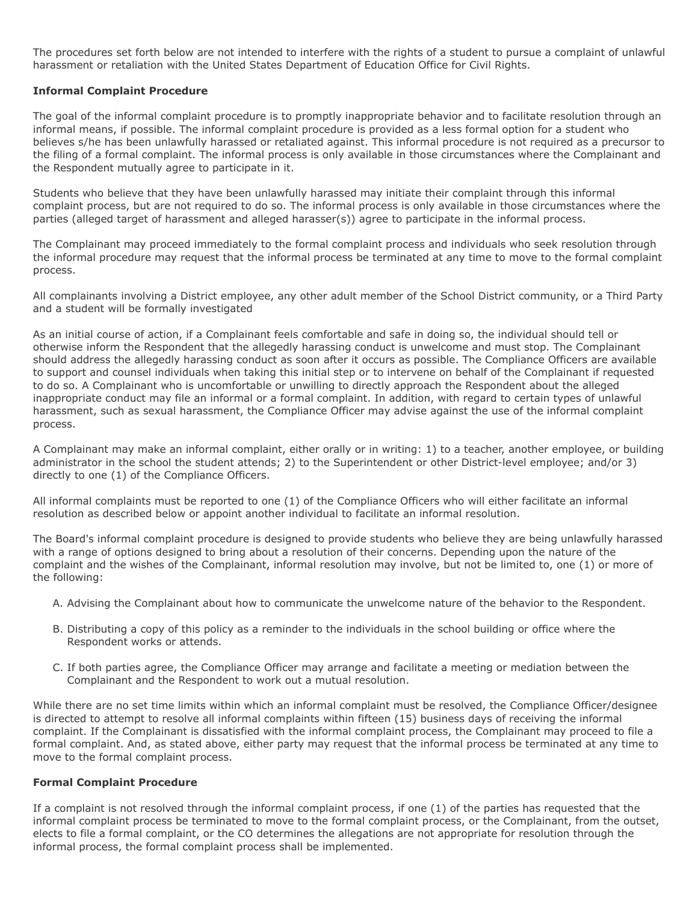The procedures set forth below are not intended to interfere with the rights of a student to pursue a complaint of unlawful harassment or retaliation with the United States Department of Education Office for Civil Rights.

**Informal Complaint Procedure**

The goal of the informal complaint procedure is to promptly inappropriate behavior and to facilitate resolution through an informal means, if possible. The informal complaint procedure is provided as a less formal option for a student who believes s/he has been unlawfully harassed or retaliated against. This informal procedure is not required as a precursor to the filing of a formal complaint. The informal process is only available in those circumstances where the Complainant and the Respondent mutually agree to participate in it.

Students who believe that they have been unlawfully harassed may initiate their complaint through this informal complaint process, but are not required to do so. The informal process is only available in those circumstances where the parties (alleged target of harassment and alleged harasser(s)) agree to participate in the informal process.

The Complainant may proceed immediately to the formal complaint process and individuals who seek resolution through the informal procedure may request that the informal process be terminated at any time to move to the formal complaint process.

All complainants involving a District employee, any other adult member of the School District community, or a Third Party and a student will be formally investigated

As an initial course of action, if a Complainant feels comfortable and safe in doing so, the individual should tell or otherwise inform the Respondent that the allegedly harassing conduct is unwelcome and must stop. The Complainant should address the allegedly harassing conduct as soon after it occurs as possible. The Compliance Officers are available to support and counsel individuals when taking this initial step or to intervene on behalf of the Complainant if requested to do so. A Complainant who is uncomfortable or unwilling to directly approach the Respondent about the alleged inappropriate conduct may file an informal or a formal complaint. In addition, with regard to certain types of unlawful harassment, such as sexual harassment, the Compliance Officer may advise against the use of the informal complaint process.

A Complainant may make an informal complaint, either orally or in writing: 1) to a teacher, another employee, or building administrator in the school the student attends; 2) to the Superintendent or other District-level employee; and/or 3) directly to one (1) of the Compliance Officers.

All informal complaints must be reported to one (1) of the Compliance Officers who will either facilitate an informal resolution as described below or appoint another individual to facilitate an informal resolution.

The Board's informal complaint procedure is designed to provide students who believe they are being unlawfully harassed with a range of options designed to bring about a resolution of their concerns. Depending upon the nature of the complaint and the wishes of the Complainant, informal resolution may involve, but not be limited to, one (1) or more of the following:

A. Advising the Complainant about how to communicate the unwelcome nature of the behavior to the Respondent.

B. Distributing a copy of this policy as a reminder to the individuals in the school building or office where the Respondent works or attends.

C. If both parties agree, the Compliance Officer may arrange and facilitate a meeting or mediation between the Complainant and the Respondent to work out a mutual resolution.

While there are no set time limits within which an informal complaint must be resolved, the Compliance Officer/designee is directed to attempt to resolve all informal complaints within fifteen (15) business days of receiving the informal complaint. If the Complainant is dissatisfied with the informal complaint process, the Complainant may proceed to file a formal complaint. And, as stated above, either party may request that the informal process be terminated at any time to move to the formal complaint process.

**Formal Complaint Procedure**

If a complaint is not resolved through the informal complaint process, if one (1) of the parties has requested that the informal complaint process be terminated to move to the formal complaint process, or the Complainant, from the outset, elects to file a formal complaint, or the CO determines the allegations are not appropriate for resolution through the informal process, the formal complaint process shall be implemented.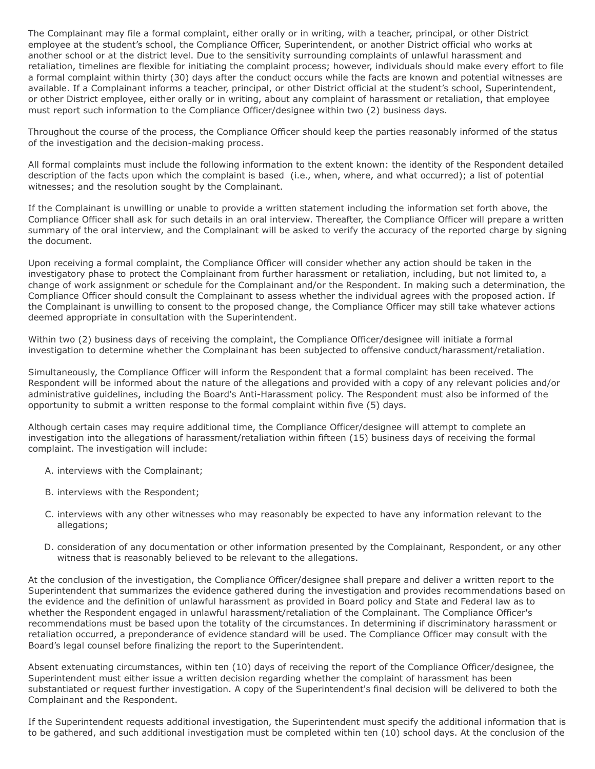The Complainant may file a formal complaint, either orally or in writing, with a teacher, principal, or other District employee at the student's school, the Compliance Officer, Superintendent, or another District official who works at another school or at the district level. Due to the sensitivity surrounding complaints of unlawful harassment and retaliation, timelines are flexible for initiating the complaint process; however, individuals should make every effort to file a formal complaint within thirty (30) days after the conduct occurs while the facts are known and potential witnesses are available. If a Complainant informs a teacher, principal, or other District official at the student's school, Superintendent, or other District employee, either orally or in writing, about any complaint of harassment or retaliation, that employee must report such information to the Compliance Officer/designee within two (2) business days.

Throughout the course of the process, the Compliance Officer should keep the parties reasonably informed of the status of the investigation and the decision-making process.

All formal complaints must include the following information to the extent known: the identity of the Respondent detailed description of the facts upon which the complaint is based (i.e., when, where, and what occurred); a list of potential witnesses; and the resolution sought by the Complainant.

If the Complainant is unwilling or unable to provide a written statement including the information set forth above, the Compliance Officer shall ask for such details in an oral interview. Thereafter, the Compliance Officer will prepare a written summary of the oral interview, and the Complainant will be asked to verify the accuracy of the reported charge by signing the document.

Upon receiving a formal complaint, the Compliance Officer will consider whether any action should be taken in the investigatory phase to protect the Complainant from further harassment or retaliation, including, but not limited to, a change of work assignment or schedule for the Complainant and/or the Respondent. In making such a determination, the Compliance Officer should consult the Complainant to assess whether the individual agrees with the proposed action. If the Complainant is unwilling to consent to the proposed change, the Compliance Officer may still take whatever actions deemed appropriate in consultation with the Superintendent.

Within two (2) business days of receiving the complaint, the Compliance Officer/designee will initiate a formal investigation to determine whether the Complainant has been subjected to offensive conduct/harassment/retaliation.

Simultaneously, the Compliance Officer will inform the Respondent that a formal complaint has been received. The Respondent will be informed about the nature of the allegations and provided with a copy of any relevant policies and/or administrative guidelines, including the Board's Anti-Harassment policy. The Respondent must also be informed of the opportunity to submit a written response to the formal complaint within five (5) days.

Although certain cases may require additional time, the Compliance Officer/designee will attempt to complete an investigation into the allegations of harassment/retaliation within fifteen (15) business days of receiving the formal complaint. The investigation will include:

A. interviews with the Complainant;

B. interviews with the Respondent;

C. interviews with any other witnesses who may reasonably be expected to have any information relevant to the allegations;

D. consideration of any documentation or other information presented by the Complainant, Respondent, or any other witness that is reasonably believed to be relevant to the allegations.

At the conclusion of the investigation, the Compliance Officer/designee shall prepare and deliver a written report to the Superintendent that summarizes the evidence gathered during the investigation and provides recommendations based on the evidence and the definition of unlawful harassment as provided in Board policy and State and Federal law as to whether the Respondent engaged in unlawful harassment/retaliation of the Complainant. The Compliance Officer's recommendations must be based upon the totality of the circumstances. In determining if discriminatory harassment or retaliation occurred, a preponderance of evidence standard will be used. The Compliance Officer may consult with the Board's legal counsel before finalizing the report to the Superintendent.

Absent extenuating circumstances, within ten (10) days of receiving the report of the Compliance Officer/designee, the Superintendent must either issue a written decision regarding whether the complaint of harassment has been substantiated or request further investigation. A copy of the Superintendent's final decision will be delivered to both the Complainant and the Respondent.

If the Superintendent requests additional investigation, the Superintendent must specify the additional information that is to be gathered, and such additional investigation must be completed within ten (10) school days. At the conclusion of the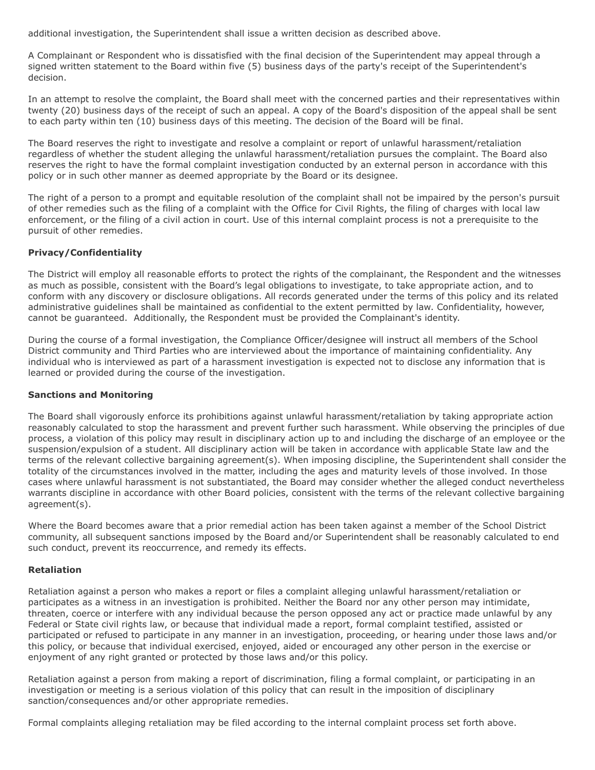additional investigation, the Superintendent shall issue a written decision as described above.

A Complainant or Respondent who is dissatisfied with the final decision of the Superintendent may appeal through a signed written statement to the Board within five (5) business days of the party's receipt of the Superintendent's decision.

In an attempt to resolve the complaint, the Board shall meet with the concerned parties and their representatives within twenty (20) business days of the receipt of such an appeal. A copy of the Board's disposition of the appeal shall be sent to each party within ten (10) business days of this meeting. The decision of the Board will be final.

The Board reserves the right to investigate and resolve a complaint or report of unlawful harassment/retaliation regardless of whether the student alleging the unlawful harassment/retaliation pursues the complaint. The Board also reserves the right to have the formal complaint investigation conducted by an external person in accordance with this policy or in such other manner as deemed appropriate by the Board or its designee.

The right of a person to a prompt and equitable resolution of the complaint shall not be impaired by the person's pursuit of other remedies such as the filing of a complaint with the Office for Civil Rights, the filing of charges with local law enforcement, or the filing of a civil action in court. Use of this internal complaint process is not a prerequisite to the pursuit of other remedies.

**Privacy/Confidentiality**

The District will employ all reasonable efforts to protect the rights of the complainant, the Respondent and the witnesses as much as possible, consistent with the Board's legal obligations to investigate, to take appropriate action, and to conform with any discovery or disclosure obligations. All records generated under the terms of this policy and its related administrative guidelines shall be maintained as confidential to the extent permitted by law. Confidentiality, however, cannot be guaranteed. Additionally, the Respondent must be provided the Complainant's identity.

During the course of a formal investigation, the Compliance Officer/designee will instruct all members of the School District community and Third Parties who are interviewed about the importance of maintaining confidentiality. Any individual who is interviewed as part of a harassment investigation is expected not to disclose any information that is learned or provided during the course of the investigation.

**Sanctions and Monitoring**

The Board shall vigorously enforce its prohibitions against unlawful harassment/retaliation by taking appropriate action reasonably calculated to stop the harassment and prevent further such harassment. While observing the principles of due process, a violation of this policy may result in disciplinary action up to and including the discharge of an employee or the suspension/expulsion of a student. All disciplinary action will be taken in accordance with applicable State law and the terms of the relevant collective bargaining agreement(s). When imposing discipline, the Superintendent shall consider the totality of the circumstances involved in the matter, including the ages and maturity levels of those involved. In those cases where unlawful harassment is not substantiated, the Board may consider whether the alleged conduct nevertheless warrants discipline in accordance with other Board policies, consistent with the terms of the relevant collective bargaining agreement(s).

Where the Board becomes aware that a prior remedial action has been taken against a member of the School District community, all subsequent sanctions imposed by the Board and/or Superintendent shall be reasonably calculated to end such conduct, prevent its reoccurrence, and remedy its effects.

**Retaliation**

Retaliation against a person who makes a report or files a complaint alleging unlawful harassment/retaliation or participates as a witness in an investigation is prohibited. Neither the Board nor any other person may intimidate, threaten, coerce or interfere with any individual because the person opposed any act or practice made unlawful by any Federal or State civil rights law, or because that individual made a report, formal complaint testified, assisted or participated or refused to participate in any manner in an investigation, proceeding, or hearing under those laws and/or this policy, or because that individual exercised, enjoyed, aided or encouraged any other person in the exercise or enjoyment of any right granted or protected by those laws and/or this policy.

Retaliation against a person from making a report of discrimination, filing a formal complaint, or participating in an investigation or meeting is a serious violation of this policy that can result in the imposition of disciplinary sanction/consequences and/or other appropriate remedies.

Formal complaints alleging retaliation may be filed according to the internal complaint process set forth above.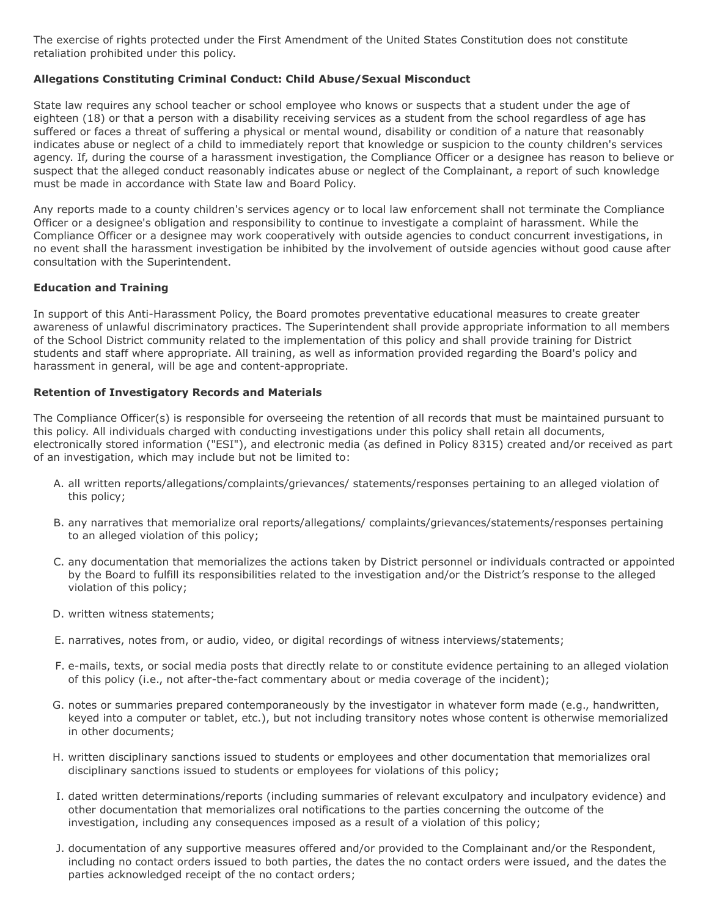The exercise of rights protected under the First Amendment of the United States Constitution does not constitute retaliation prohibited under this policy.

**Allegations Constituting Criminal Conduct: Child Abuse/Sexual Misconduct**

State law requires any school teacher or school employee who knows or suspects that a student under the age of eighteen (18) or that a person with a disability receiving services as a student from the school regardless of age has suffered or faces a threat of suffering a physical or mental wound, disability or condition of a nature that reasonably indicates abuse or neglect of a child to immediately report that knowledge or suspicion to the county children's services agency. If, during the course of a harassment investigation, the Compliance Officer or a designee has reason to believe or suspect that the alleged conduct reasonably indicates abuse or neglect of the Complainant, a report of such knowledge must be made in accordance with State law and Board Policy.

Any reports made to a county children's services agency or to local law enforcement shall not terminate the Compliance Officer or a designee's obligation and responsibility to continue to investigate a complaint of harassment. While the Compliance Officer or a designee may work cooperatively with outside agencies to conduct concurrent investigations, in no event shall the harassment investigation be inhibited by the involvement of outside agencies without good cause after consultation with the Superintendent.

**Education and Training**

In support of this Anti-Harassment Policy, the Board promotes preventative educational measures to create greater awareness of unlawful discriminatory practices. The Superintendent shall provide appropriate information to all members of the School District community related to the implementation of this policy and shall provide training for District students and staff where appropriate. All training, as well as information provided regarding the Board's policy and harassment in general, will be age and content-appropriate.

**Retention of Investigatory Records and Materials**

The Compliance Officer(s) is responsible for overseeing the retention of all records that must be maintained pursuant to this policy. All individuals charged with conducting investigations under this policy shall retain all documents, electronically stored information ("ESI"), and electronic media (as defined in Policy 8315) created and/or received as part of an investigation, which may include but not be limited to:

A. all written reports/allegations/complaints/grievances/ statements/responses pertaining to an alleged violation of this policy;

B. any narratives that memorialize oral reports/allegations/ complaints/grievances/statements/responses pertaining to an alleged violation of this policy;

C. any documentation that memorializes the actions taken by District personnel or individuals contracted or appointed by the Board to fulfill its responsibilities related to the investigation and/or the District's response to the alleged violation of this policy;

D. written witness statements;

E. narratives, notes from, or audio, video, or digital recordings of witness interviews/statements;

F. e-mails, texts, or social media posts that directly relate to or constitute evidence pertaining to an alleged violation of this policy (i.e., not after-the-fact commentary about or media coverage of the incident);

G. notes or summaries prepared contemporaneously by the investigator in whatever form made (e.g., handwritten, keyed into a computer or tablet, etc.), but not including transitory notes whose content is otherwise memorialized in other documents;

H. written disciplinary sanctions issued to students or employees and other documentation that memorializes oral disciplinary sanctions issued to students or employees for violations of this policy;

I. dated written determinations/reports (including summaries of relevant exculpatory and inculpatory evidence) and other documentation that memorializes oral notifications to the parties concerning the outcome of the investigation, including any consequences imposed as a result of a violation of this policy;

J. documentation of any supportive measures offered and/or provided to the Complainant and/or the Respondent, including no contact orders issued to both parties, the dates the no contact orders were issued, and the dates the parties acknowledged receipt of the no contact orders;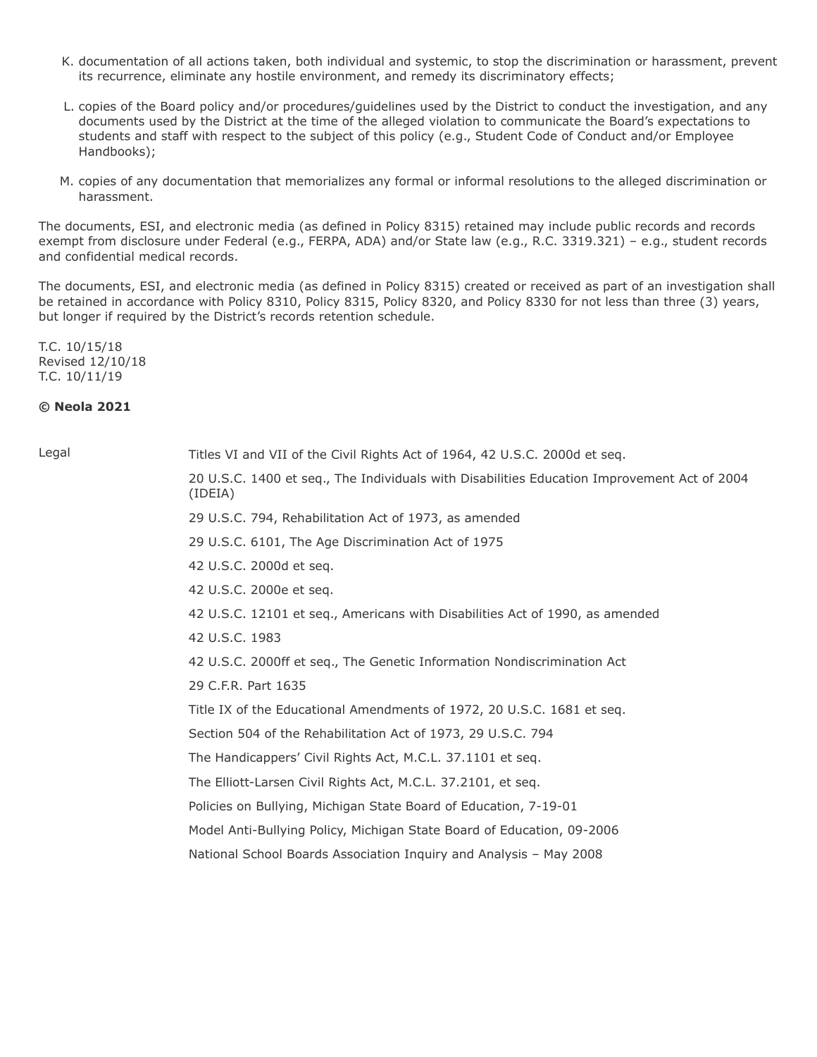K. documentation of all actions taken, both individual and systemic, to stop the discrimination or harassment, prevent its recurrence, eliminate any hostile environment, and remedy its discriminatory effects;

L. copies of the Board policy and/or procedures/guidelines used by the District to conduct the investigation, and any documents used by the District at the time of the alleged violation to communicate the Board's expectations to students and staff with respect to the subject of this policy (e.g., Student Code of Conduct and/or Employee Handbooks);

M. copies of any documentation that memorializes any formal or informal resolutions to the alleged discrimination or harassment.

The documents, ESI, and electronic media (as defined in Policy 8315) retained may include public records and records exempt from disclosure under Federal (e.g., FERPA, ADA) and/or State law (e.g., R.C. 3319.321) – e.g., student records and confidential medical records.

The documents, ESI, and electronic media (as defined in Policy 8315) created or received as part of an investigation shall be retained in accordance with Policy 8310, Policy 8315, Policy 8320, and Policy 8330 for not less than three (3) years, but longer if required by the District's records retention schedule.

T.C. 10/15/18
Revised 12/10/18
T.C. 10/11/19

**© Neola 2021**

Legal

Titles VI and VII of the Civil Rights Act of 1964, 42 U.S.C. 2000d et seq.

20 U.S.C. 1400 et seq., The Individuals with Disabilities Education Improvement Act of 2004 (IDEIA)

29 U.S.C. 794, Rehabilitation Act of 1973, as amended

29 U.S.C. 6101, The Age Discrimination Act of 1975

42 U.S.C. 2000d et seq.

42 U.S.C. 2000e et seq.

42 U.S.C. 12101 et seq., Americans with Disabilities Act of 1990, as amended

42 U.S.C. 1983

42 U.S.C. 2000ff et seq., The Genetic Information Nondiscrimination Act

29 C.F.R. Part 1635

Title IX of the Educational Amendments of 1972, 20 U.S.C. 1681 et seq.

Section 504 of the Rehabilitation Act of 1973, 29 U.S.C. 794

The Handicappers' Civil Rights Act, M.C.L. 37.1101 et seq.

The Elliott-Larsen Civil Rights Act, M.C.L. 37.2101, et seq.

Policies on Bullying, Michigan State Board of Education, 7-19-01

Model Anti-Bullying Policy, Michigan State Board of Education, 09-2006

National School Boards Association Inquiry and Analysis – May 2008